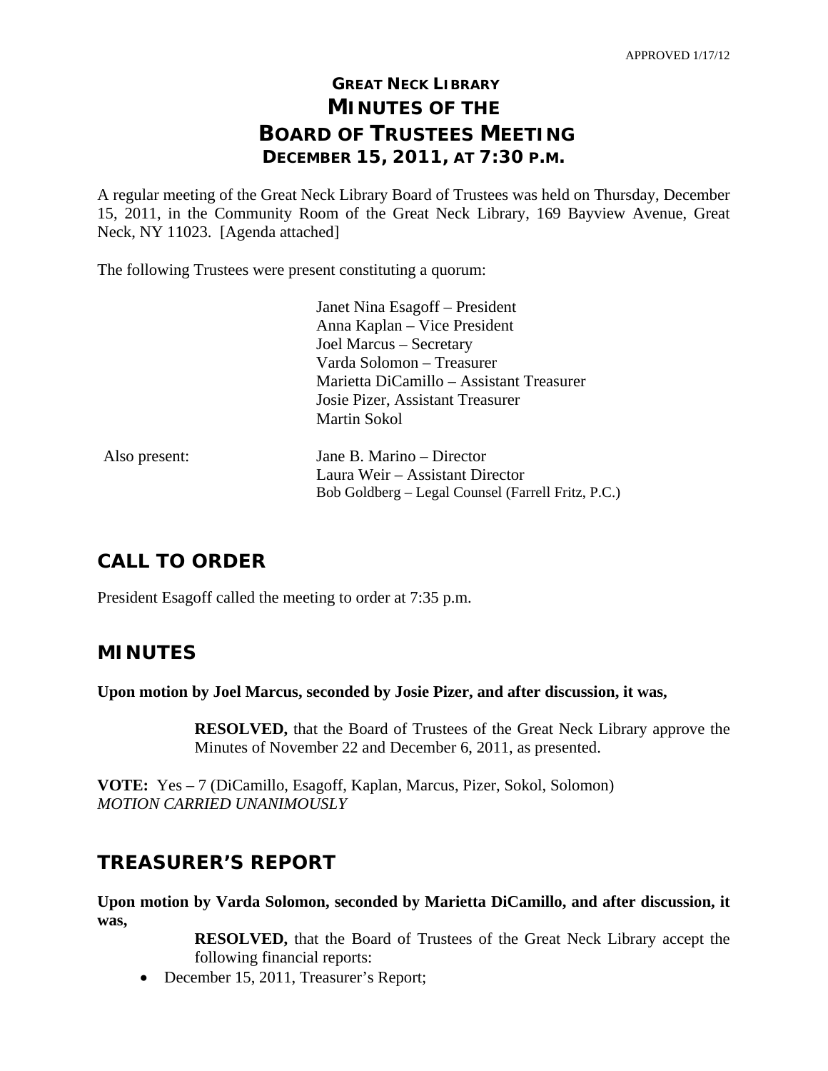APPROVED 1/17/12

# GREAT NECK LIBRARY
# MINUTES OF THE BOARD OF TRUSTEES MEETING
## DECEMBER 15, 2011, AT 7:30 P.M.

A regular meeting of the Great Neck Library Board of Trustees was held on Thursday, December 15, 2011, in the Community Room of the Great Neck Library, 169 Bayview Avenue, Great Neck, NY 11023. [Agenda attached]

The following Trustees were present constituting a quorum:

Janet Nina Esagoff – President
Anna Kaplan – Vice President
Joel Marcus – Secretary
Varda Solomon – Treasurer
Marietta DiCamillo – Assistant Treasurer
Josie Pizer, Assistant Treasurer
Martin Sokol

Also present:

Jane B. Marino – Director
Laura Weir – Assistant Director
Bob Goldberg – Legal Counsel (Farrell Fritz, P.C.)

## CALL TO ORDER

President Esagoff called the meeting to order at 7:35 p.m.

## MINUTES

**Upon motion by Joel Marcus, seconded by Josie Pizer, and after discussion, it was,**

> **RESOLVED,** that the Board of Trustees of the Great Neck Library approve the Minutes of November 22 and December 6, 2011, as presented.

**VOTE:** Yes – 7 (DiCamillo, Esagoff, Kaplan, Marcus, Pizer, Sokol, Solomon)
*MOTION CARRIED UNANIMOUSLY*

## TREASURER'S REPORT

**Upon motion by Varda Solomon, seconded by Marietta DiCamillo, and after discussion, it was,**

> **RESOLVED,** that the Board of Trustees of the Great Neck Library accept the following financial reports:

- December 15, 2011, Treasurer's Report;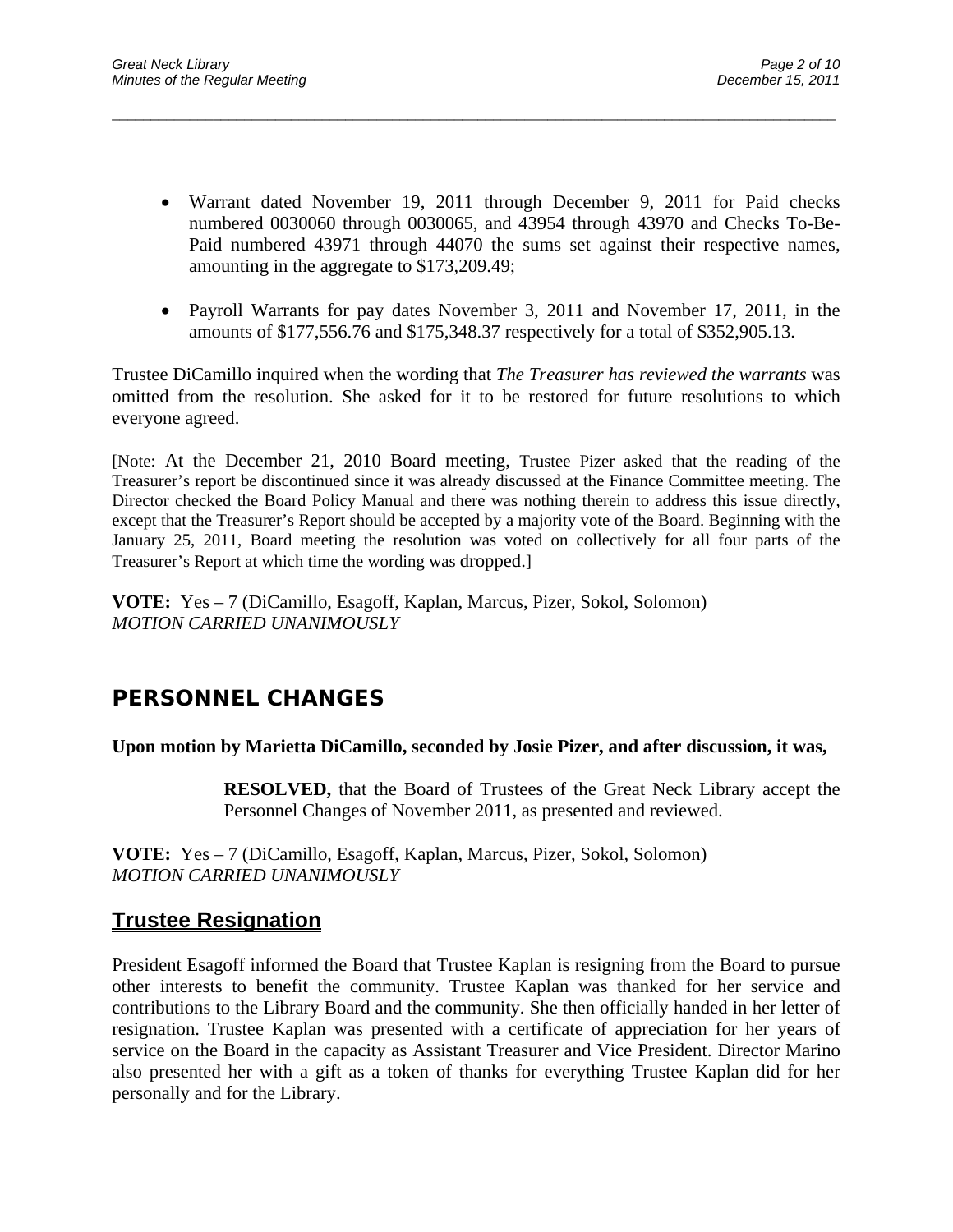- Warrant dated November 19, 2011 through December 9, 2011 for Paid checks numbered 0030060 through 0030065, and 43954 through 43970 and Checks To-Be-Paid numbered 43971 through 44070 the sums set against their respective names, amounting in the aggregate to $173,209.49;

- Payroll Warrants for pay dates November 3, 2011 and November 17, 2011, in the amounts of $177,556.76 and $175,348.37 respectively for a total of $352,905.13.

Trustee DiCamillo inquired when the wording that *The Treasurer has reviewed the warrants* was omitted from the resolution. She asked for it to be restored for future resolutions to which everyone agreed.

[Note: At the December 21, 2010 Board meeting, Trustee Pizer asked that the reading of the Treasurer's report be discontinued since it was already discussed at the Finance Committee meeting. The Director checked the Board Policy Manual and there was nothing therein to address this issue directly, except that the Treasurer's Report should be accepted by a majority vote of the Board. Beginning with the January 25, 2011, Board meeting the resolution was voted on collectively for all four parts of the Treasurer's Report at which time the wording was dropped.]

**VOTE:** Yes – 7 (DiCamillo, Esagoff, Kaplan, Marcus, Pizer, Sokol, Solomon)
*MOTION CARRIED UNANIMOUSLY*

## PERSONNEL CHANGES

**Upon motion by Marietta DiCamillo, seconded by Josie Pizer, and after discussion, it was,**

> **RESOLVED,** that the Board of Trustees of the Great Neck Library accept the Personnel Changes of November 2011, as presented and reviewed.

**VOTE:** Yes – 7 (DiCamillo, Esagoff, Kaplan, Marcus, Pizer, Sokol, Solomon)
*MOTION CARRIED UNANIMOUSLY*

## Trustee Resignation

President Esagoff informed the Board that Trustee Kaplan is resigning from the Board to pursue other interests to benefit the community. Trustee Kaplan was thanked for her service and contributions to the Library Board and the community. She then officially handed in her letter of resignation. Trustee Kaplan was presented with a certificate of appreciation for her years of service on the Board in the capacity as Assistant Treasurer and Vice President. Director Marino also presented her with a gift as a token of thanks for everything Trustee Kaplan did for her personally and for the Library.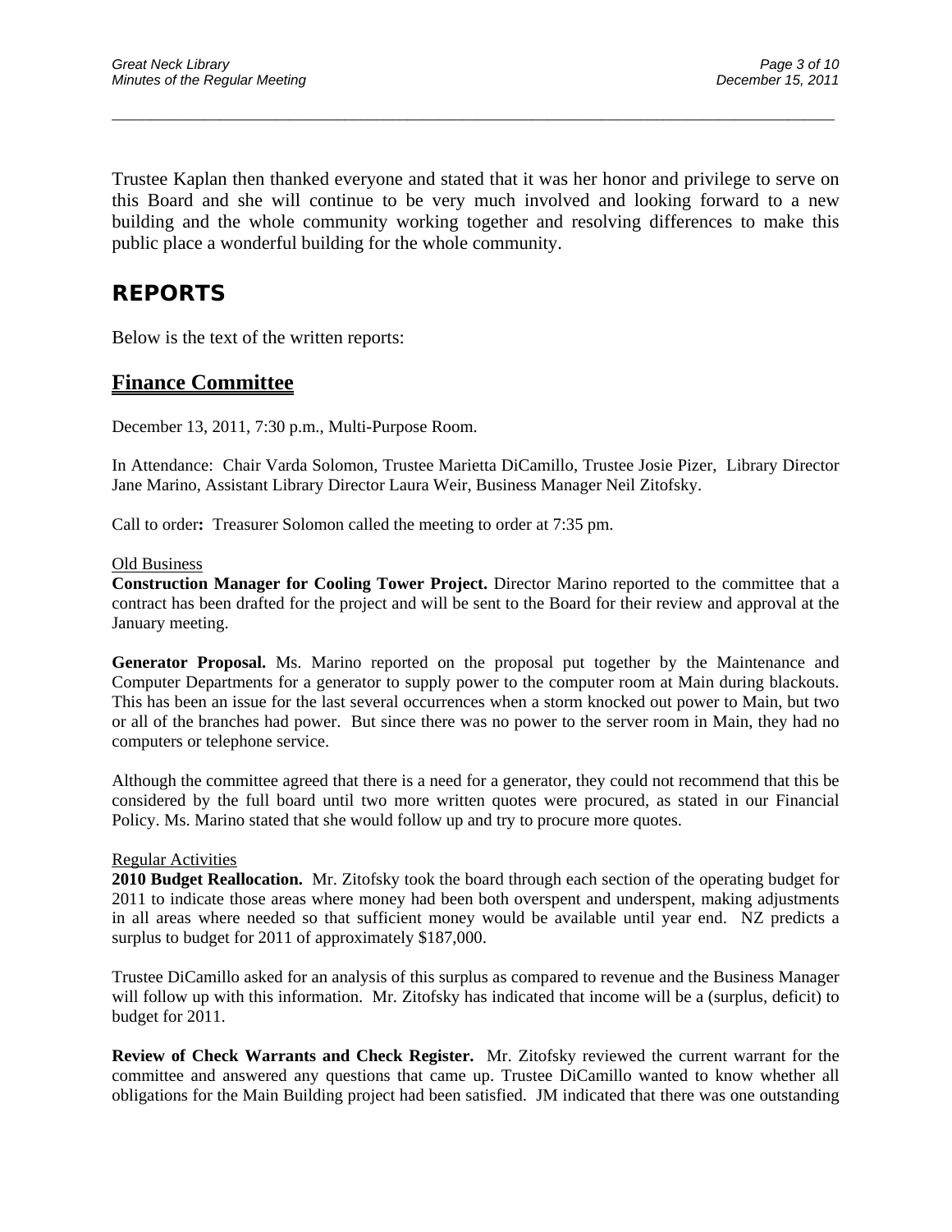Trustee Kaplan then thanked everyone and stated that it was her honor and privilege to serve on this Board and she will continue to be very much involved and looking forward to a new building and the whole community working together and resolving differences to make this public place a wonderful building for the whole community.

## REPORTS

Below is the text of the written reports:

### Finance Committee

December 13, 2011, 7:30 p.m., Multi-Purpose Room.

In Attendance: Chair Varda Solomon, Trustee Marietta DiCamillo, Trustee Josie Pizer, Library Director Jane Marino, Assistant Library Director Laura Weir, Business Manager Neil Zitofsky.

Call to order**:** Treasurer Solomon called the meeting to order at 7:35 pm.

Old Business

**Construction Manager for Cooling Tower Project.** Director Marino reported to the committee that a contract has been drafted for the project and will be sent to the Board for their review and approval at the January meeting.

**Generator Proposal.** Ms. Marino reported on the proposal put together by the Maintenance and Computer Departments for a generator to supply power to the computer room at Main during blackouts. This has been an issue for the last several occurrences when a storm knocked out power to Main, but two or all of the branches had power. But since there was no power to the server room in Main, they had no computers or telephone service.

Although the committee agreed that there is a need for a generator, they could not recommend that this be considered by the full board until two more written quotes were procured, as stated in our Financial Policy. Ms. Marino stated that she would follow up and try to procure more quotes.

Regular Activities

**2010 Budget Reallocation.** Mr. Zitofsky took the board through each section of the operating budget for 2011 to indicate those areas where money had been both overspent and underspent, making adjustments in all areas where needed so that sufficient money would be available until year end. NZ predicts a surplus to budget for 2011 of approximately $187,000.

Trustee DiCamillo asked for an analysis of this surplus as compared to revenue and the Business Manager will follow up with this information. Mr. Zitofsky has indicated that income will be a (surplus, deficit) to budget for 2011.

**Review of Check Warrants and Check Register.** Mr. Zitofsky reviewed the current warrant for the committee and answered any questions that came up. Trustee DiCamillo wanted to know whether all obligations for the Main Building project had been satisfied. JM indicated that there was one outstanding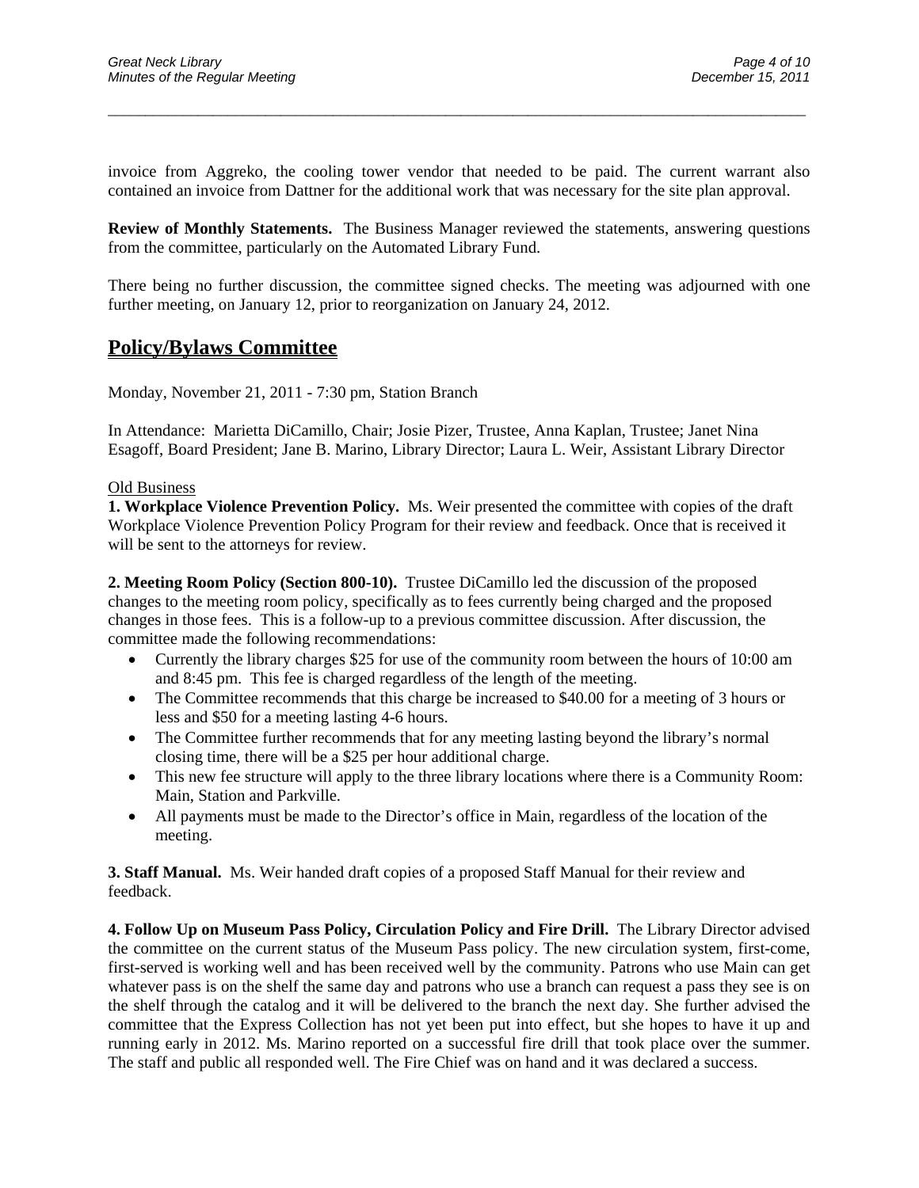invoice from Aggreko, the cooling tower vendor that needed to be paid. The current warrant also contained an invoice from Dattner for the additional work that was necessary for the site plan approval.

**Review of Monthly Statements.** The Business Manager reviewed the statements, answering questions from the committee, particularly on the Automated Library Fund.

There being no further discussion, the committee signed checks. The meeting was adjourned with one further meeting, on January 12, prior to reorganization on January 24, 2012.

## Policy/Bylaws Committee

Monday, November 21, 2011 - 7:30 pm, Station Branch

In Attendance: Marietta DiCamillo, Chair; Josie Pizer, Trustee, Anna Kaplan, Trustee; Janet Nina Esagoff, Board President; Jane B. Marino, Library Director; Laura L. Weir, Assistant Library Director

Old Business

**1. Workplace Violence Prevention Policy.** Ms. Weir presented the committee with copies of the draft Workplace Violence Prevention Policy Program for their review and feedback. Once that is received it will be sent to the attorneys for review.

**2. Meeting Room Policy (Section 800-10).** Trustee DiCamillo led the discussion of the proposed changes to the meeting room policy, specifically as to fees currently being charged and the proposed changes in those fees. This is a follow-up to a previous committee discussion. After discussion, the committee made the following recommendations:

- Currently the library charges $25 for use of the community room between the hours of 10:00 am and 8:45 pm. This fee is charged regardless of the length of the meeting.
- The Committee recommends that this charge be increased to $40.00 for a meeting of 3 hours or less and $50 for a meeting lasting 4-6 hours.
- The Committee further recommends that for any meeting lasting beyond the library's normal closing time, there will be a $25 per hour additional charge.
- This new fee structure will apply to the three library locations where there is a Community Room: Main, Station and Parkville.
- All payments must be made to the Director's office in Main, regardless of the location of the meeting.

**3. Staff Manual.** Ms. Weir handed draft copies of a proposed Staff Manual for their review and feedback.

**4. Follow Up on Museum Pass Policy, Circulation Policy and Fire Drill.** The Library Director advised the committee on the current status of the Museum Pass policy. The new circulation system, first-come, first-served is working well and has been received well by the community. Patrons who use Main can get whatever pass is on the shelf the same day and patrons who use a branch can request a pass they see is on the shelf through the catalog and it will be delivered to the branch the next day. She further advised the committee that the Express Collection has not yet been put into effect, but she hopes to have it up and running early in 2012. Ms. Marino reported on a successful fire drill that took place over the summer. The staff and public all responded well. The Fire Chief was on hand and it was declared a success.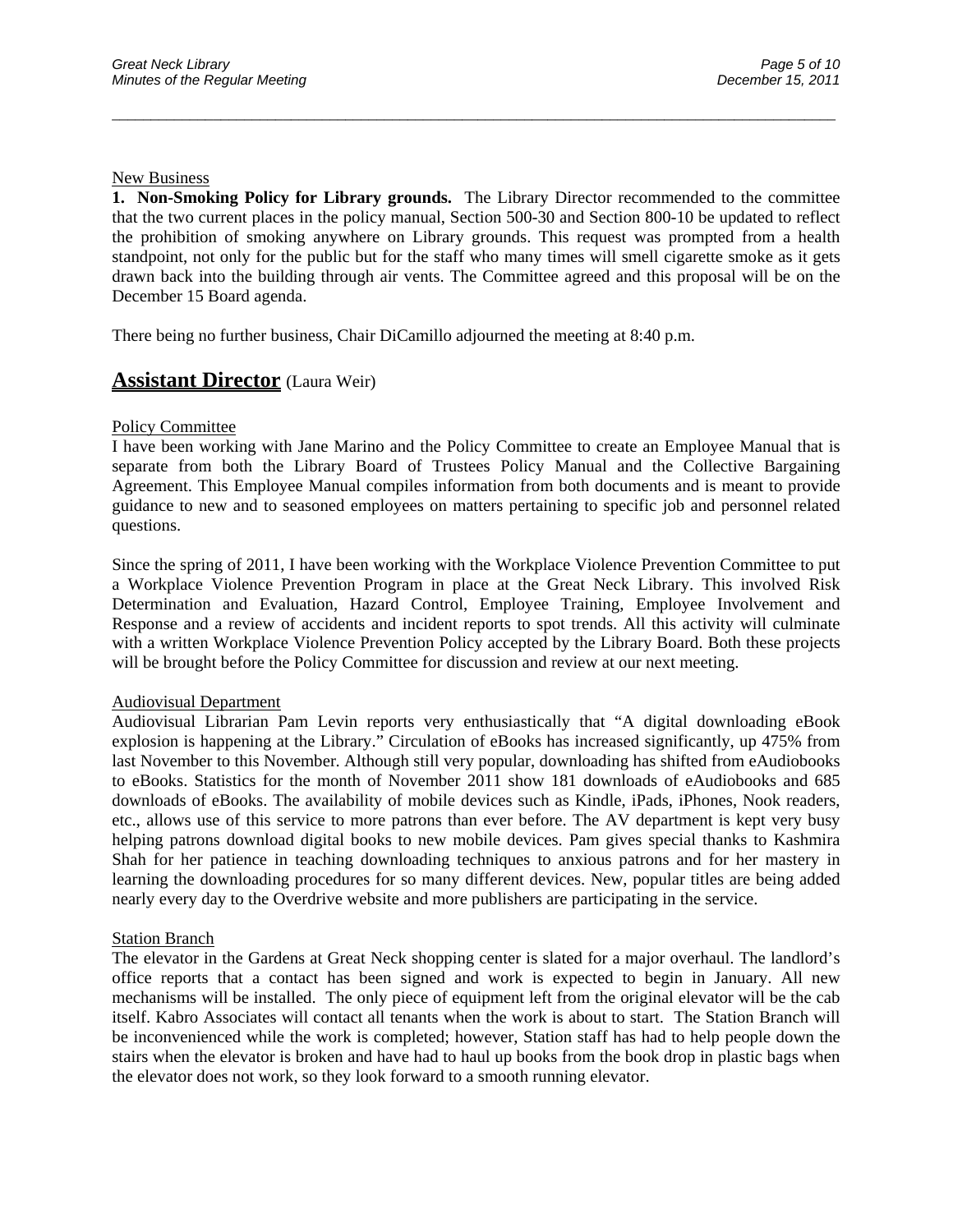New Business

**1. Non-Smoking Policy for Library grounds.** The Library Director recommended to the committee that the two current places in the policy manual, Section 500-30 and Section 800-10 be updated to reflect the prohibition of smoking anywhere on Library grounds. This request was prompted from a health standpoint, not only for the public but for the staff who many times will smell cigarette smoke as it gets drawn back into the building through air vents. The Committee agreed and this proposal will be on the December 15 Board agenda.

There being no further business, Chair DiCamillo adjourned the meeting at 8:40 p.m.

## Assistant Director (Laura Weir)

Policy Committee

I have been working with Jane Marino and the Policy Committee to create an Employee Manual that is separate from both the Library Board of Trustees Policy Manual and the Collective Bargaining Agreement. This Employee Manual compiles information from both documents and is meant to provide guidance to new and to seasoned employees on matters pertaining to specific job and personnel related questions.

Since the spring of 2011, I have been working with the Workplace Violence Prevention Committee to put a Workplace Violence Prevention Program in place at the Great Neck Library. This involved Risk Determination and Evaluation, Hazard Control, Employee Training, Employee Involvement and Response and a review of accidents and incident reports to spot trends. All this activity will culminate with a written Workplace Violence Prevention Policy accepted by the Library Board. Both these projects will be brought before the Policy Committee for discussion and review at our next meeting.

Audiovisual Department

Audiovisual Librarian Pam Levin reports very enthusiastically that "A digital downloading eBook explosion is happening at the Library." Circulation of eBooks has increased significantly, up 475% from last November to this November. Although still very popular, downloading has shifted from eAudiobooks to eBooks. Statistics for the month of November 2011 show 181 downloads of eAudiobooks and 685 downloads of eBooks. The availability of mobile devices such as Kindle, iPads, iPhones, Nook readers, etc., allows use of this service to more patrons than ever before. The AV department is kept very busy helping patrons download digital books to new mobile devices. Pam gives special thanks to Kashmira Shah for her patience in teaching downloading techniques to anxious patrons and for her mastery in learning the downloading procedures for so many different devices. New, popular titles are being added nearly every day to the Overdrive website and more publishers are participating in the service.

Station Branch

The elevator in the Gardens at Great Neck shopping center is slated for a major overhaul. The landlord's office reports that a contact has been signed and work is expected to begin in January. All new mechanisms will be installed. The only piece of equipment left from the original elevator will be the cab itself. Kabro Associates will contact all tenants when the work is about to start. The Station Branch will be inconvenienced while the work is completed; however, Station staff has had to help people down the stairs when the elevator is broken and have had to haul up books from the book drop in plastic bags when the elevator does not work, so they look forward to a smooth running elevator.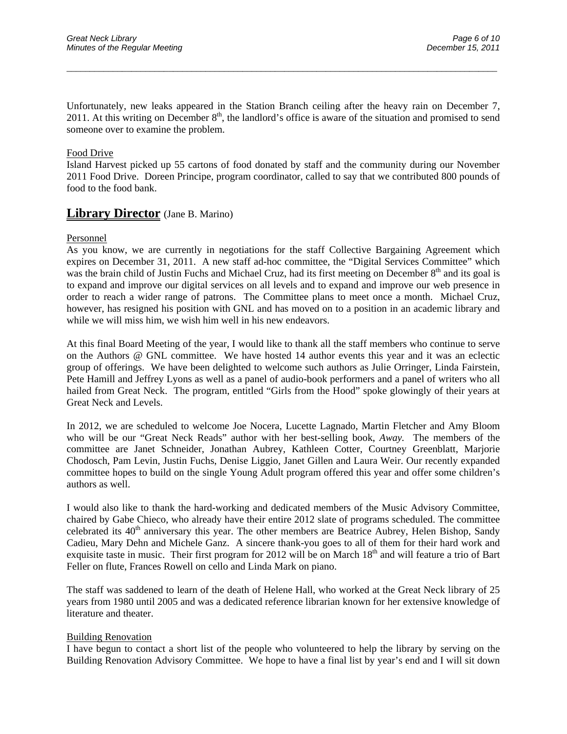Unfortunately, new leaks appeared in the Station Branch ceiling after the heavy rain on December 7, 2011. At this writing on December 8th, the landlord's office is aware of the situation and promised to send someone over to examine the problem.

Food Drive

Island Harvest picked up 55 cartons of food donated by staff and the community during our November 2011 Food Drive. Doreen Principe, program coordinator, called to say that we contributed 800 pounds of food to the food bank.

## **Library Director** (Jane B. Marino)

Personnel

As you know, we are currently in negotiations for the staff Collective Bargaining Agreement which expires on December 31, 2011. A new staff ad-hoc committee, the "Digital Services Committee" which was the brain child of Justin Fuchs and Michael Cruz, had its first meeting on December 8th and its goal is to expand and improve our digital services on all levels and to expand and improve our web presence in order to reach a wider range of patrons. The Committee plans to meet once a month. Michael Cruz, however, has resigned his position with GNL and has moved on to a position in an academic library and while we will miss him, we wish him well in his new endeavors.

At this final Board Meeting of the year, I would like to thank all the staff members who continue to serve on the Authors @ GNL committee. We have hosted 14 author events this year and it was an eclectic group of offerings. We have been delighted to welcome such authors as Julie Orringer, Linda Fairstein, Pete Hamill and Jeffrey Lyons as well as a panel of audio-book performers and a panel of writers who all hailed from Great Neck. The program, entitled "Girls from the Hood" spoke glowingly of their years at Great Neck and Levels.

In 2012, we are scheduled to welcome Joe Nocera, Lucette Lagnado, Martin Fletcher and Amy Bloom who will be our "Great Neck Reads" author with her best-selling book, *Away.* The members of the committee are Janet Schneider, Jonathan Aubrey, Kathleen Cotter, Courtney Greenblatt, Marjorie Chodosch, Pam Levin, Justin Fuchs, Denise Liggio, Janet Gillen and Laura Weir. Our recently expanded committee hopes to build on the single Young Adult program offered this year and offer some children's authors as well.

I would also like to thank the hard-working and dedicated members of the Music Advisory Committee, chaired by Gabe Chieco, who already have their entire 2012 slate of programs scheduled. The committee celebrated its 40th anniversary this year. The other members are Beatrice Aubrey, Helen Bishop, Sandy Cadieu, Mary Dehn and Michele Ganz. A sincere thank-you goes to all of them for their hard work and exquisite taste in music. Their first program for 2012 will be on March 18th and will feature a trio of Bart Feller on flute, Frances Rowell on cello and Linda Mark on piano.

The staff was saddened to learn of the death of Helene Hall, who worked at the Great Neck library of 25 years from 1980 until 2005 and was a dedicated reference librarian known for her extensive knowledge of literature and theater.

Building Renovation

I have begun to contact a short list of the people who volunteered to help the library by serving on the Building Renovation Advisory Committee. We hope to have a final list by year's end and I will sit down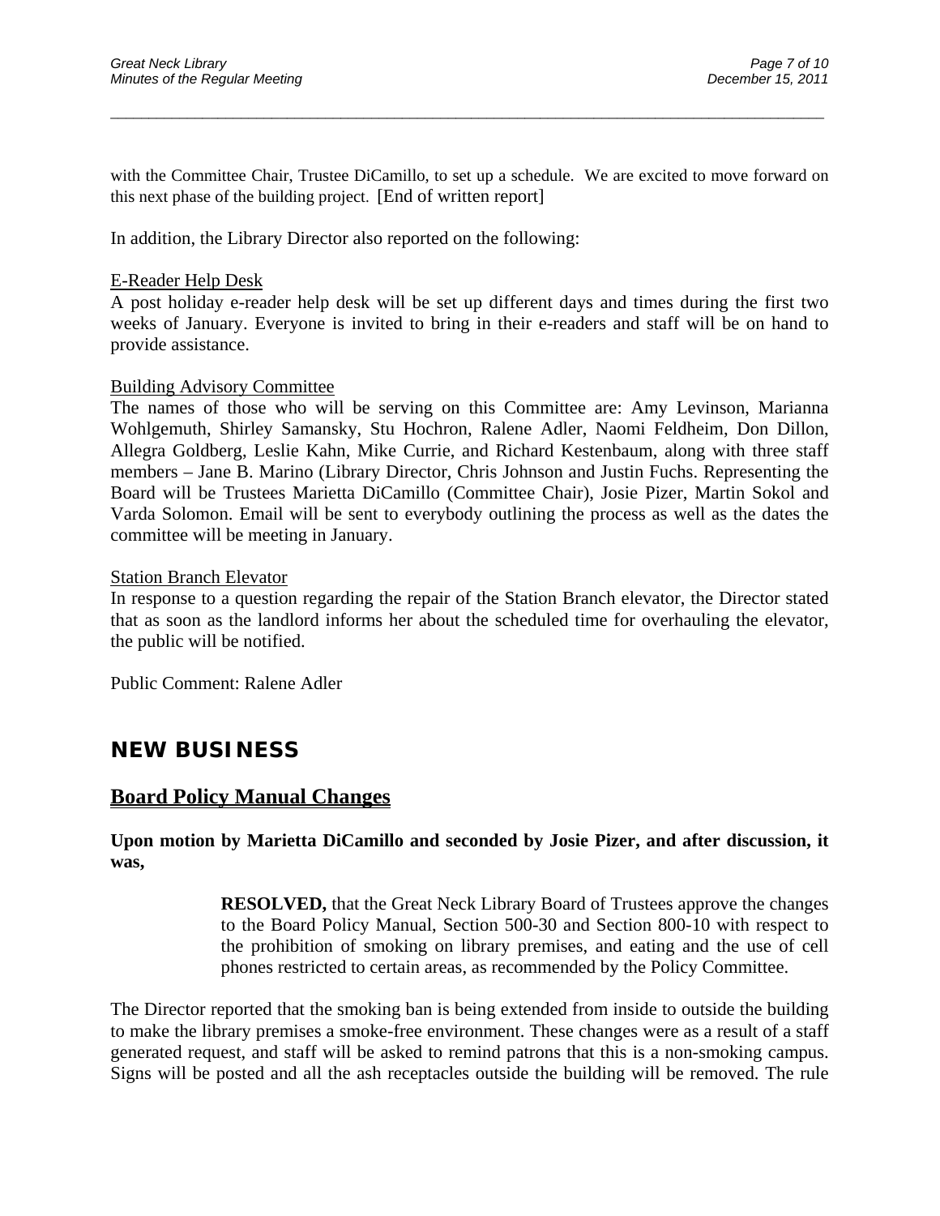with the Committee Chair, Trustee DiCamillo, to set up a schedule. We are excited to move forward on this next phase of the building project. [End of written report]

In addition, the Library Director also reported on the following:

E-Reader Help Desk

A post holiday e-reader help desk will be set up different days and times during the first two weeks of January. Everyone is invited to bring in their e-readers and staff will be on hand to provide assistance.

Building Advisory Committee

The names of those who will be serving on this Committee are: Amy Levinson, Marianna Wohlgemuth, Shirley Samansky, Stu Hochron, Ralene Adler, Naomi Feldheim, Don Dillon, Allegra Goldberg, Leslie Kahn, Mike Currie, and Richard Kestenbaum, along with three staff members – Jane B. Marino (Library Director, Chris Johnson and Justin Fuchs. Representing the Board will be Trustees Marietta DiCamillo (Committee Chair), Josie Pizer, Martin Sokol and Varda Solomon. Email will be sent to everybody outlining the process as well as the dates the committee will be meeting in January.

Station Branch Elevator

In response to a question regarding the repair of the Station Branch elevator, the Director stated that as soon as the landlord informs her about the scheduled time for overhauling the elevator, the public will be notified.

Public Comment: Ralene Adler

# NEW BUSINESS

## Board Policy Manual Changes

**Upon motion by Marietta DiCamillo and seconded by Josie Pizer, and after discussion, it was,**

> **RESOLVED,** that the Great Neck Library Board of Trustees approve the changes to the Board Policy Manual, Section 500-30 and Section 800-10 with respect to the prohibition of smoking on library premises, and eating and the use of cell phones restricted to certain areas, as recommended by the Policy Committee.

The Director reported that the smoking ban is being extended from inside to outside the building to make the library premises a smoke-free environment. These changes were as a result of a staff generated request, and staff will be asked to remind patrons that this is a non-smoking campus. Signs will be posted and all the ash receptacles outside the building will be removed. The rule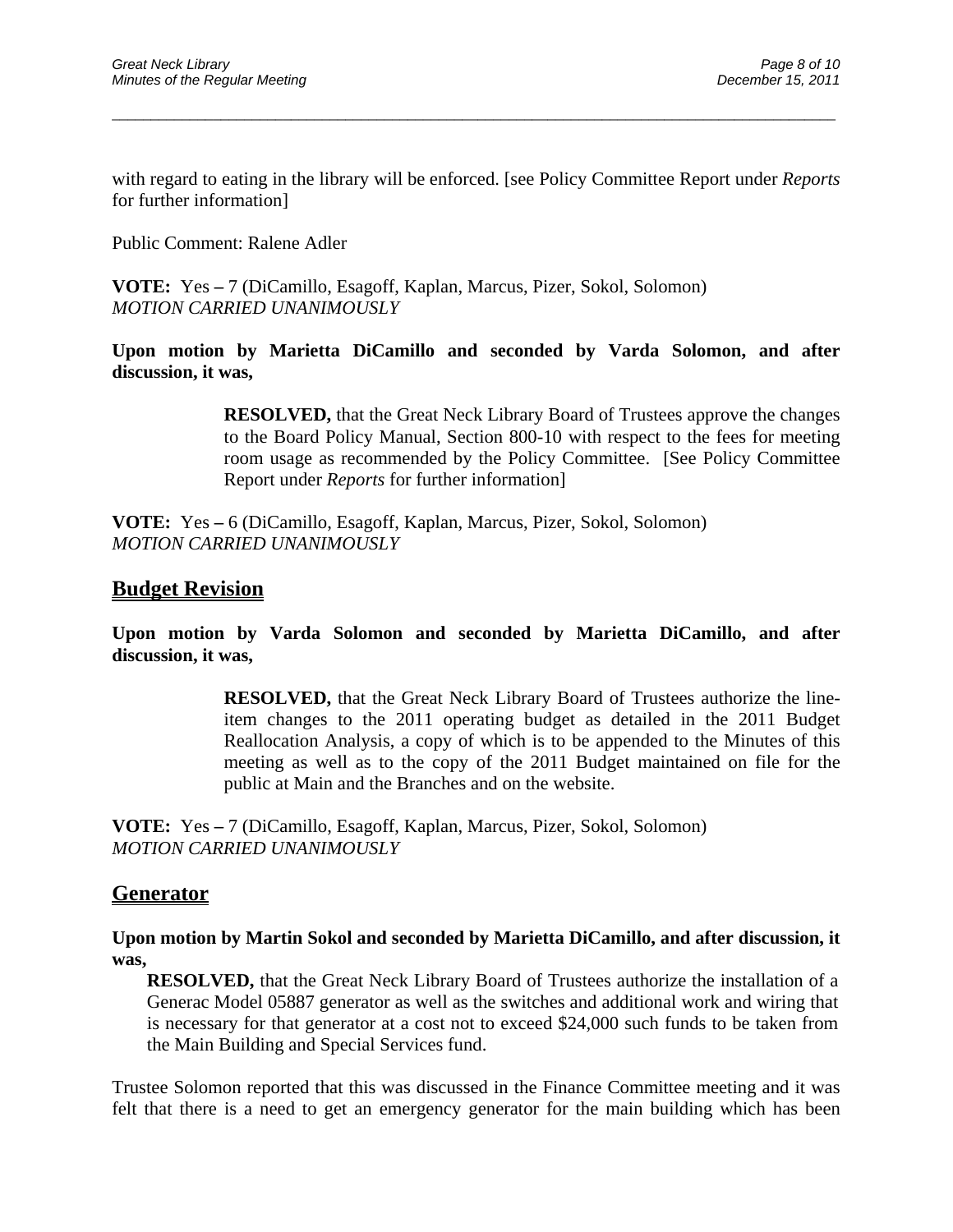with regard to eating in the library will be enforced. [see Policy Committee Report under *Reports* for further information]

Public Comment: Ralene Adler

**VOTE:** Yes **–** 7 (DiCamillo, Esagoff, Kaplan, Marcus, Pizer, Sokol, Solomon)
*MOTION CARRIED UNANIMOUSLY*

**Upon motion by Marietta DiCamillo and seconded by Varda Solomon, and after discussion, it was,**

> **RESOLVED,** that the Great Neck Library Board of Trustees approve the changes to the Board Policy Manual, Section 800-10 with respect to the fees for meeting room usage as recommended by the Policy Committee. [See Policy Committee Report under *Reports* for further information]

**VOTE:** Yes **–** 6 (DiCamillo, Esagoff, Kaplan, Marcus, Pizer, Sokol, Solomon)
*MOTION CARRIED UNANIMOUSLY*

## Budget Revision

**Upon motion by Varda Solomon and seconded by Marietta DiCamillo, and after discussion, it was,**

> **RESOLVED,** that the Great Neck Library Board of Trustees authorize the line-item changes to the 2011 operating budget as detailed in the 2011 Budget Reallocation Analysis, a copy of which is to be appended to the Minutes of this meeting as well as to the copy of the 2011 Budget maintained on file for the public at Main and the Branches and on the website.

**VOTE:** Yes **–** 7 (DiCamillo, Esagoff, Kaplan, Marcus, Pizer, Sokol, Solomon)
*MOTION CARRIED UNANIMOUSLY*

## Generator

**Upon motion by Martin Sokol and seconded by Marietta DiCamillo, and after discussion, it was,**

> **RESOLVED,** that the Great Neck Library Board of Trustees authorize the installation of a Generac Model 05887 generator as well as the switches and additional work and wiring that is necessary for that generator at a cost not to exceed $24,000 such funds to be taken from the Main Building and Special Services fund.

Trustee Solomon reported that this was discussed in the Finance Committee meeting and it was felt that there is a need to get an emergency generator for the main building which has been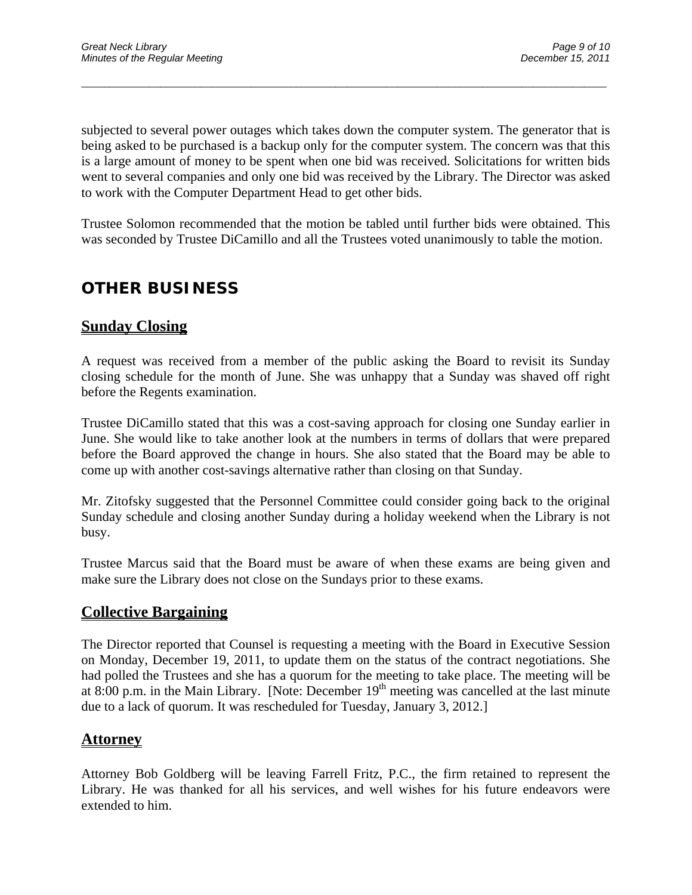subjected to several power outages which takes down the computer system. The generator that is being asked to be purchased is a backup only for the computer system. The concern was that this is a large amount of money to be spent when one bid was received. Solicitations for written bids went to several companies and only one bid was received by the Library. The Director was asked to work with the Computer Department Head to get other bids.

Trustee Solomon recommended that the motion be tabled until further bids were obtained. This was seconded by Trustee DiCamillo and all the Trustees voted unanimously to table the motion.

## OTHER BUSINESS

### Sunday Closing

A request was received from a member of the public asking the Board to revisit its Sunday closing schedule for the month of June. She was unhappy that a Sunday was shaved off right before the Regents examination.

Trustee DiCamillo stated that this was a cost-saving approach for closing one Sunday earlier in June. She would like to take another look at the numbers in terms of dollars that were prepared before the Board approved the change in hours. She also stated that the Board may be able to come up with another cost-savings alternative rather than closing on that Sunday.

Mr. Zitofsky suggested that the Personnel Committee could consider going back to the original Sunday schedule and closing another Sunday during a holiday weekend when the Library is not busy.

Trustee Marcus said that the Board must be aware of when these exams are being given and make sure the Library does not close on the Sundays prior to these exams.

### Collective Bargaining

The Director reported that Counsel is requesting a meeting with the Board in Executive Session on Monday, December 19, 2011, to update them on the status of the contract negotiations. She had polled the Trustees and she has a quorum for the meeting to take place. The meeting will be at 8:00 p.m. in the Main Library. [Note: December 19th meeting was cancelled at the last minute due to a lack of quorum. It was rescheduled for Tuesday, January 3, 2012.]

### Attorney

Attorney Bob Goldberg will be leaving Farrell Fritz, P.C., the firm retained to represent the Library. He was thanked for all his services, and well wishes for his future endeavors were extended to him.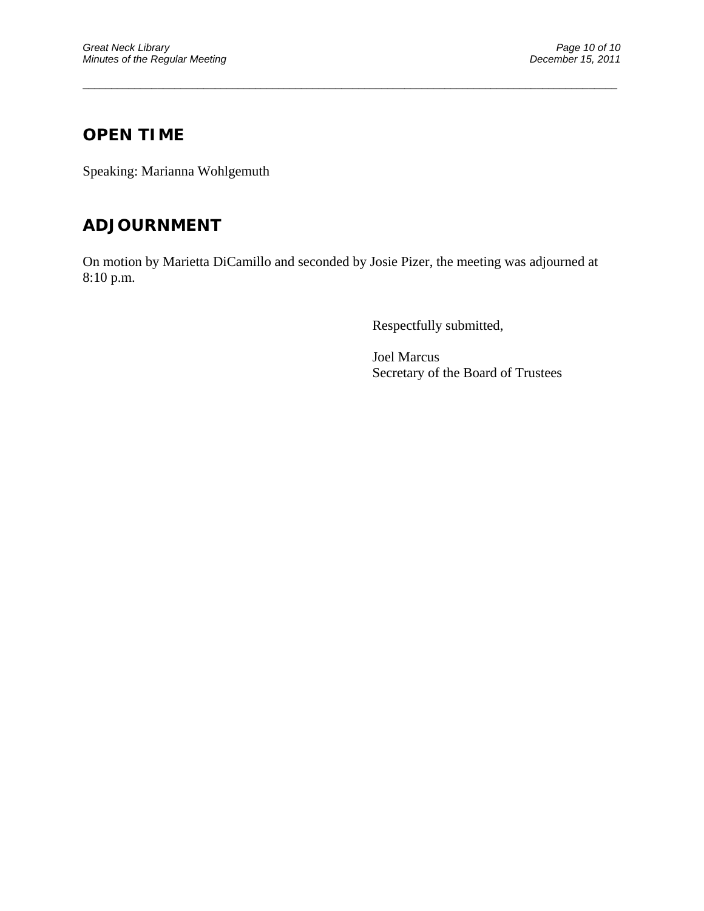## OPEN TIME

Speaking: Marianna Wohlgemuth

## ADJOURNMENT

On motion by Marietta DiCamillo and seconded by Josie Pizer, the meeting was adjourned at 8:10 p.m.

Respectfully submitted,

Joel Marcus
Secretary of the Board of Trustees